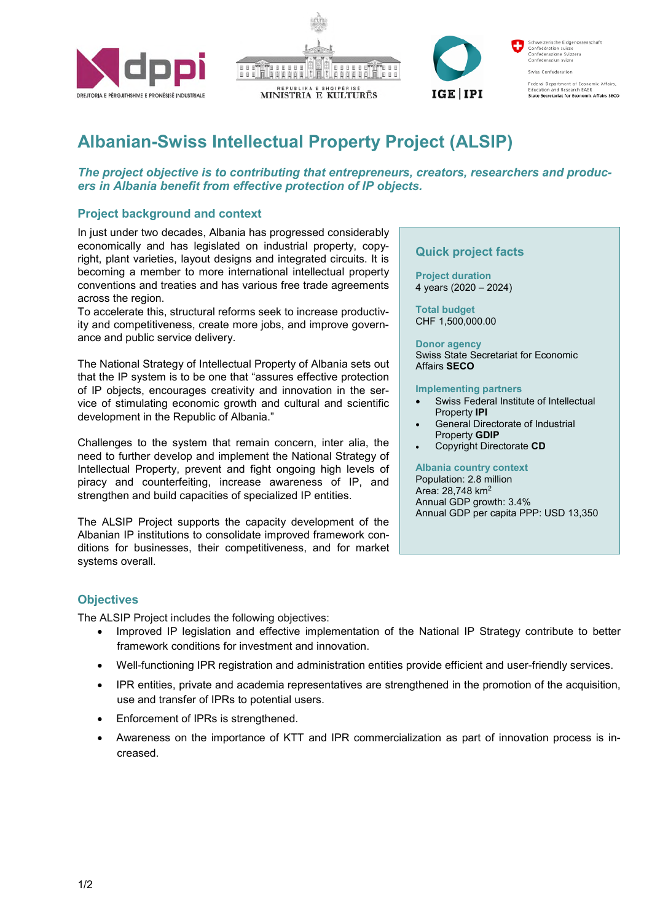# Albanian-Swiss Intellectual Property Project (ALSIP)

***The project objective is to contributing that entrepreneurs, creators, researchers and producers in Albania benefit from effective protection of IP objects.***

## Project background and context

In just under two decades, Albania has progressed considerably economically and has legislated on industrial property, copyright, plant varieties, layout designs and integrated circuits. It is becoming a member to more international intellectual property conventions and treaties and has various free trade agreements across the region.
To accelerate this, structural reforms seek to increase productivity and competitiveness, create more jobs, and improve governance and public service delivery.

The National Strategy of Intellectual Property of Albania sets out that the IP system is to be one that "assures effective protection of IP objects, encourages creativity and innovation in the service of stimulating economic growth and cultural and scientific development in the Republic of Albania."

Challenges to the system that remain concern, inter alia, the need to further develop and implement the National Strategy of Intellectual Property, prevent and fight ongoing high levels of piracy and counterfeiting, increase awareness of IP, and strengthen and build capacities of specialized IP entities.

The ALSIP Project supports the capacity development of the Albanian IP institutions to consolidate improved framework conditions for businesses, their competitiveness, and for market systems overall.

### Quick project facts

**Project duration**
4 years (2020 – 2024)

**Total budget**
CHF 1,500,000.00

**Donor agency**
Swiss State Secretariat for Economic Affairs **SECO**

**Implementing partners**
- Swiss Federal Institute of Intellectual Property **IPI**
- General Directorate of Industrial Property **GDIP**
- Copyright Directorate **CD**

**Albania country context**
Population: 2.8 million
Area: 28,748 km$^2$
Annual GDP growth: 3.4%
Annual GDP per capita PPP: USD 13,350

## Objectives

The ALSIP Project includes the following objectives:

- Improved IP legislation and effective implementation of the National IP Strategy contribute to better framework conditions for investment and innovation.
- Well-functioning IPR registration and administration entities provide efficient and user-friendly services.
- IPR entities, private and academia representatives are strengthened in the promotion of the acquisition, use and transfer of IPRs to potential users.
- Enforcement of IPRs is strengthened.
- Awareness on the importance of KTT and IPR commercialization as part of innovation process is increased.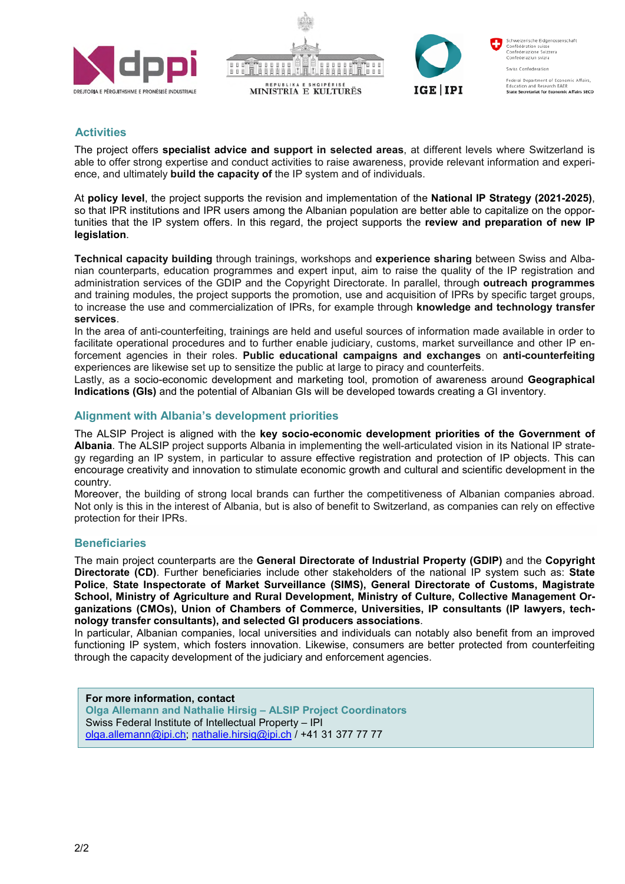## Activities

The project offers **specialist advice and support in selected areas**, at different levels where Switzerland is able to offer strong expertise and conduct activities to raise awareness, provide relevant information and experience, and ultimately **build the capacity of** the IP system and of individuals.

At **policy level**, the project supports the revision and implementation of the **National IP Strategy (2021-2025)**, so that IPR institutions and IPR users among the Albanian population are better able to capitalize on the opportunities that the IP system offers. In this regard, the project supports the **review and preparation of new IP legislation**.

**Technical capacity building** through trainings, workshops and **experience sharing** between Swiss and Albanian counterparts, education programmes and expert input, aim to raise the quality of the IP registration and administration services of the GDIP and the Copyright Directorate. In parallel, through **outreach programmes** and training modules, the project supports the promotion, use and acquisition of IPRs by specific target groups, to increase the use and commercialization of IPRs, for example through **knowledge and technology transfer services**.

In the area of anti-counterfeiting, trainings are held and useful sources of information made available in order to facilitate operational procedures and to further enable judiciary, customs, market surveillance and other IP enforcement agencies in their roles. **Public educational campaigns and exchanges** on **anti-counterfeiting** experiences are likewise set up to sensitize the public at large to piracy and counterfeits.

Lastly, as a socio-economic development and marketing tool, promotion of awareness around **Geographical Indications (GIs)** and the potential of Albanian GIs will be developed towards creating a GI inventory.

## Alignment with Albania's development priorities

The ALSIP Project is aligned with the **key socio-economic development priorities of the Government of Albania**. The ALSIP project supports Albania in implementing the well-articulated vision in its National IP strategy regarding an IP system, in particular to assure effective registration and protection of IP objects. This can encourage creativity and innovation to stimulate economic growth and cultural and scientific development in the country.

Moreover, the building of strong local brands can further the competitiveness of Albanian companies abroad. Not only is this in the interest of Albania, but is also of benefit to Switzerland, as companies can rely on effective protection for their IPRs.

## Beneficiaries

The main project counterparts are the **General Directorate of Industrial Property (GDIP)** and the **Copyright Directorate (CD)**. Further beneficiaries include other stakeholders of the national IP system such as: **State Police**, **State Inspectorate of Market Surveillance (SIMS), General Directorate of Customs, Magistrate School, Ministry of Agriculture and Rural Development, Ministry of Culture, Collective Management Organizations (CMOs), Union of Chambers of Commerce, Universities, IP consultants (IP lawyers, technology transfer consultants), and selected GI producers associations**.

In particular, Albanian companies, local universities and individuals can notably also benefit from an improved functioning IP system, which fosters innovation. Likewise, consumers are better protected from counterfeiting through the capacity development of the judiciary and enforcement agencies.

**For more information, contact**
**Olga Allemann and Nathalie Hirsig – ALSIP Project Coordinators**
Swiss Federal Institute of Intellectual Property – IPI
olga.allemann@ipi.ch; nathalie.hirsig@ipi.ch / +41 31 377 77 77